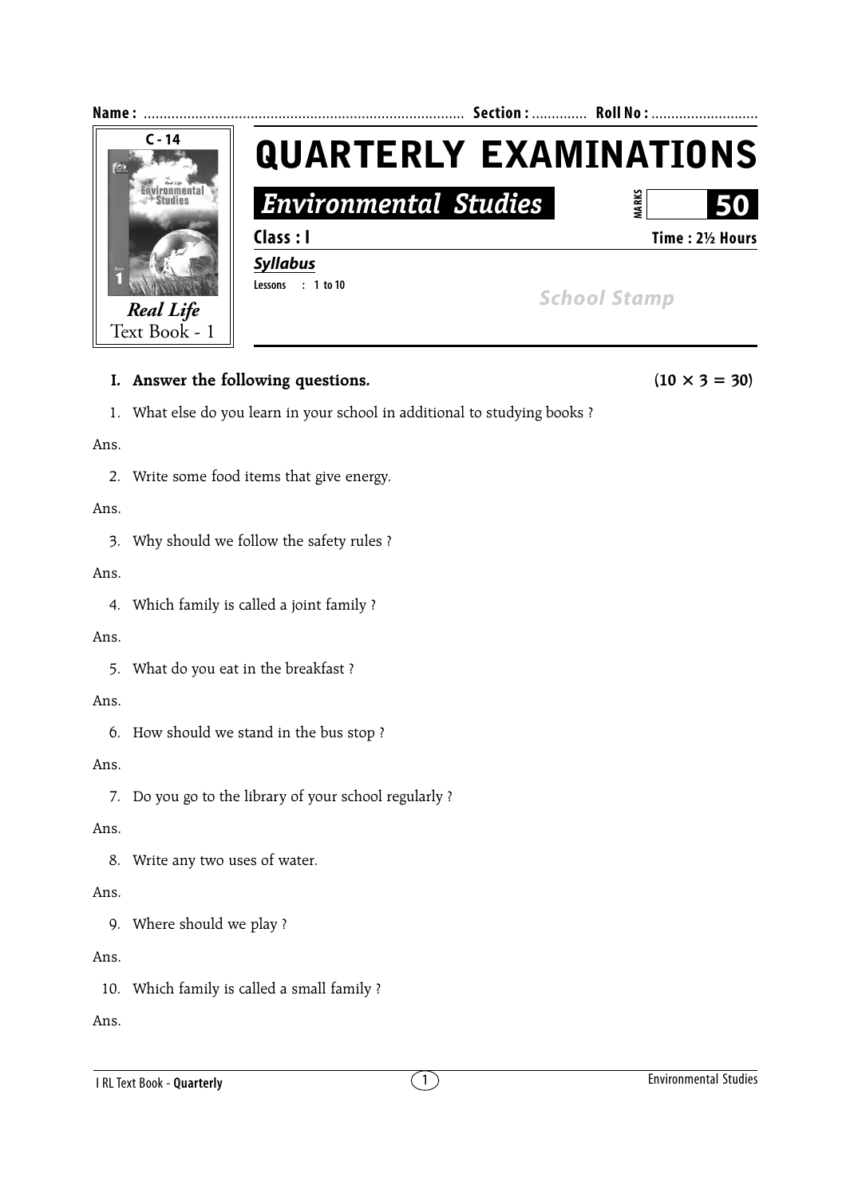**Name :** ................................................................................ **Section :** ............. **Roll No :** ..........................

C - 14

*Real Life*
Text Book - 1

# QUARTERLY EXAMINATIONS

## *Environmental Studies*

**MARKS** **50**

**Class : I** **Time : 2½ Hours**

***Syllabus***

**Lessons : 1 to 10**

*School Stamp*

**I. Answer the following questions.** **(10 × 3 = 30)**

1. What else do you learn in your school in additional to studying books ?

Ans.

2. Write some food items that give energy.

Ans.

3. Why should we follow the safety rules ?

Ans.

4. Which family is called a joint family ?

Ans.

5. What do you eat in the breakfast ?

Ans.

6. How should we stand in the bus stop ?

Ans.

7. Do you go to the library of your school regularly ?

Ans.

8. Write any two uses of water.

Ans.

9. Where should we play ?

Ans.

10. Which family is called a small family ?

Ans.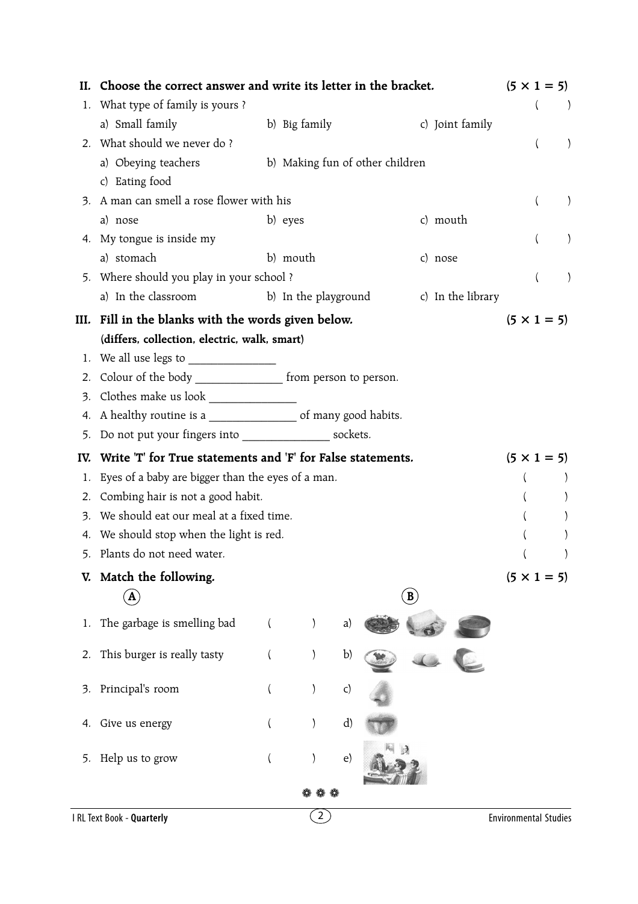## II. Choose the correct answer and write its letter in the bracket. (5 × 1 = 5)

1. What type of family is yours ? (      )
   a) Small family   b) Big family   c) Joint family
2. What should we never do ? (      )
   a) Obeying teachers   b) Making fun of other children
   c) Eating food
3. A man can smell a rose flower with his (      )
   a) nose   b) eyes   c) mouth
4. My tongue is inside my (      )
   a) stomach   b) mouth   c) nose
5. Where should you play in your school ? (      )
   a) In the classroom   b) In the playground   c) In the library

## III. Fill in the blanks with the words given below. (5 × 1 = 5)

**(differs, collection, electric, walk, smart)**

1. We all use legs to _______________
2. Colour of the body _______________ from person to person.
3. Clothes make us look _______________
4. A healthy routine is a _______________ of many good habits.
5. Do not put your fingers into _______________ sockets.

## IV. Write 'T' for True statements and 'F' for False statements. (5 × 1 = 5)

1. Eyes of a baby are bigger than the eyes of a man. (      )
2. Combing hair is not a good habit. (      )
3. We should eat our meal at a fixed time. (      )
4. We should stop when the light is red. (      )
5. Plants do not need water. (      )

## V. Match the following. (5 × 1 = 5)

| A | | B |
|---|---|---|
| 1. The garbage is smelling bad | (      ) | a) |
| 2. This burger is really tasty | (      ) | b) |
| 3. Principal's room | (      ) | c) |
| 4. Give us energy | (      ) | d) |
| 5. Help us to grow | (      ) | e) |

❁ ❁ ❁